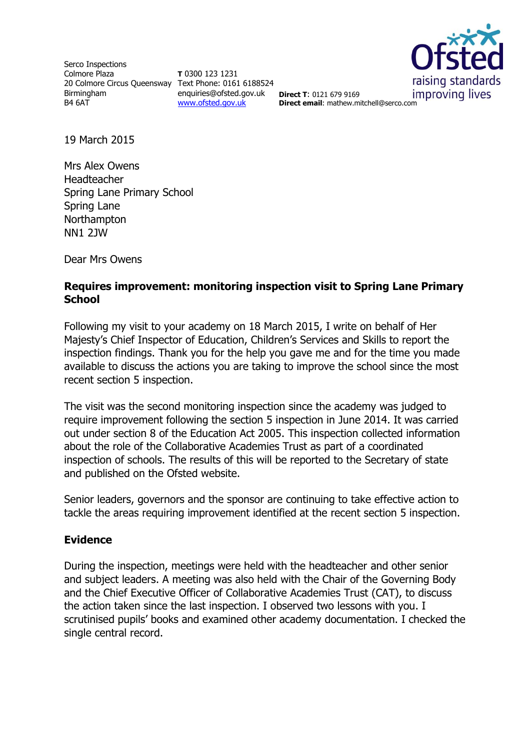Serco Inspections
Colmore Plaza
20 Colmore Circus Queensway
Birmingham
B4 6AT

**T** 0300 123 1231
Text Phone: 0161 6188524
enquiries@ofsted.gov.uk
www.ofsted.gov.uk

**Direct T**: 0121 679 9169
**Direct email**: mathew.mitchell@serco.com

Ofsted
raising standards
improving lives

19 March 2015

Mrs Alex Owens
Headteacher
Spring Lane Primary School
Spring Lane
Northampton
NN1 2JW

Dear Mrs Owens

**Requires improvement: monitoring inspection visit to Spring Lane Primary School**

Following my visit to your academy on 18 March 2015, I write on behalf of Her Majesty's Chief Inspector of Education, Children's Services and Skills to report the inspection findings. Thank you for the help you gave me and for the time you made available to discuss the actions you are taking to improve the school since the most recent section 5 inspection.

The visit was the second monitoring inspection since the academy was judged to require improvement following the section 5 inspection in June 2014. It was carried out under section 8 of the Education Act 2005. This inspection collected information about the role of the Collaborative Academies Trust as part of a coordinated inspection of schools. The results of this will be reported to the Secretary of state and published on the Ofsted website.

Senior leaders, governors and the sponsor are continuing to take effective action to tackle the areas requiring improvement identified at the recent section 5 inspection.

## Evidence

During the inspection, meetings were held with the headteacher and other senior and subject leaders. A meeting was also held with the Chair of the Governing Body and the Chief Executive Officer of Collaborative Academies Trust (CAT), to discuss the action taken since the last inspection. I observed two lessons with you. I scrutinised pupils' books and examined other academy documentation. I checked the single central record.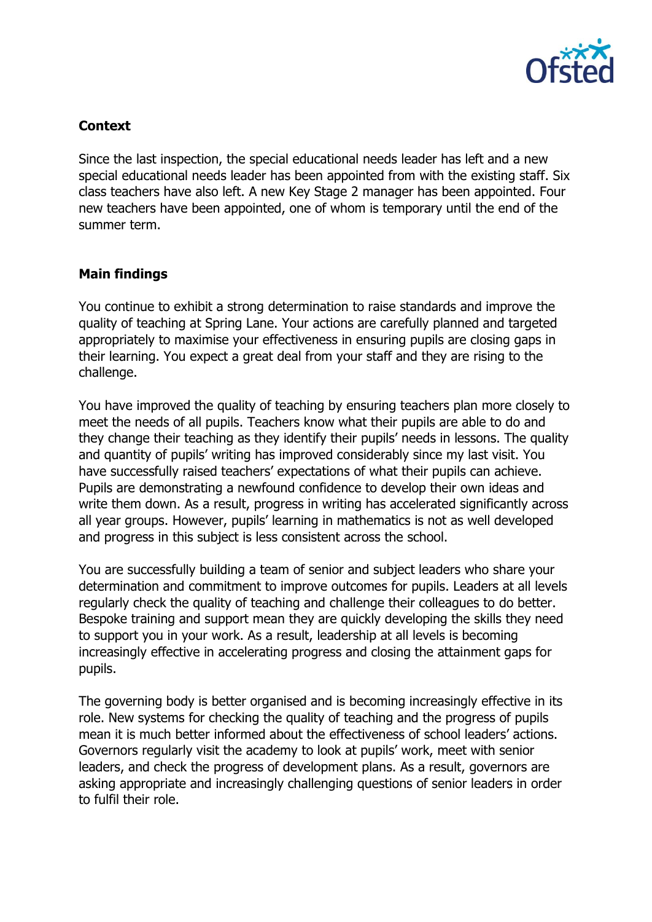## Context

Since the last inspection, the special educational needs leader has left and a new special educational needs leader has been appointed from with the existing staff. Six class teachers have also left. A new Key Stage 2 manager has been appointed. Four new teachers have been appointed, one of whom is temporary until the end of the summer term.

## Main findings

You continue to exhibit a strong determination to raise standards and improve the quality of teaching at Spring Lane. Your actions are carefully planned and targeted appropriately to maximise your effectiveness in ensuring pupils are closing gaps in their learning. You expect a great deal from your staff and they are rising to the challenge.

You have improved the quality of teaching by ensuring teachers plan more closely to meet the needs of all pupils. Teachers know what their pupils are able to do and they change their teaching as they identify their pupils' needs in lessons. The quality and quantity of pupils' writing has improved considerably since my last visit. You have successfully raised teachers' expectations of what their pupils can achieve. Pupils are demonstrating a newfound confidence to develop their own ideas and write them down. As a result, progress in writing has accelerated significantly across all year groups. However, pupils' learning in mathematics is not as well developed and progress in this subject is less consistent across the school.

You are successfully building a team of senior and subject leaders who share your determination and commitment to improve outcomes for pupils. Leaders at all levels regularly check the quality of teaching and challenge their colleagues to do better. Bespoke training and support mean they are quickly developing the skills they need to support you in your work. As a result, leadership at all levels is becoming increasingly effective in accelerating progress and closing the attainment gaps for pupils.

The governing body is better organised and is becoming increasingly effective in its role. New systems for checking the quality of teaching and the progress of pupils mean it is much better informed about the effectiveness of school leaders' actions. Governors regularly visit the academy to look at pupils' work, meet with senior leaders, and check the progress of development plans. As a result, governors are asking appropriate and increasingly challenging questions of senior leaders in order to fulfil their role.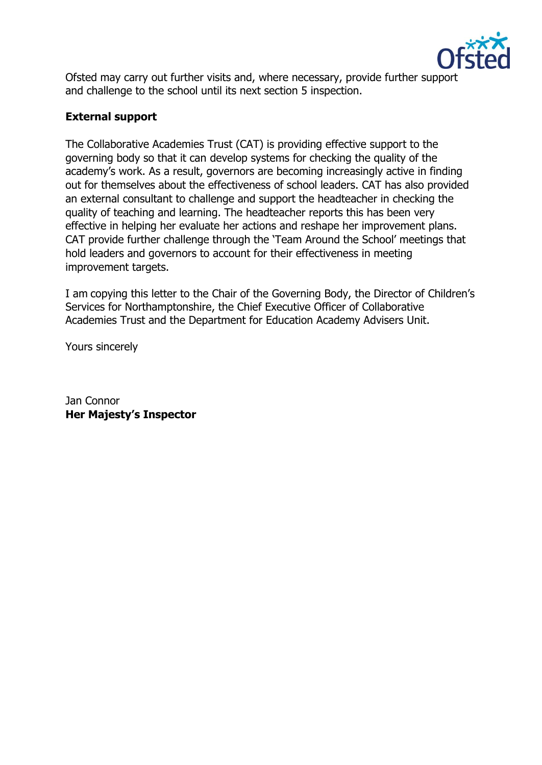Ofsted may carry out further visits and, where necessary, provide further support and challenge to the school until its next section 5 inspection.

**External support**

The Collaborative Academies Trust (CAT) is providing effective support to the governing body so that it can develop systems for checking the quality of the academy's work. As a result, governors are becoming increasingly active in finding out for themselves about the effectiveness of school leaders. CAT has also provided an external consultant to challenge and support the headteacher in checking the quality of teaching and learning. The headteacher reports this has been very effective in helping her evaluate her actions and reshape her improvement plans. CAT provide further challenge through the 'Team Around the School' meetings that hold leaders and governors to account for their effectiveness in meeting improvement targets.

I am copying this letter to the Chair of the Governing Body, the Director of Children's Services for Northamptonshire, the Chief Executive Officer of Collaborative Academies Trust and the Department for Education Academy Advisers Unit.

Yours sincerely

Jan Connor
**Her Majesty's Inspector**